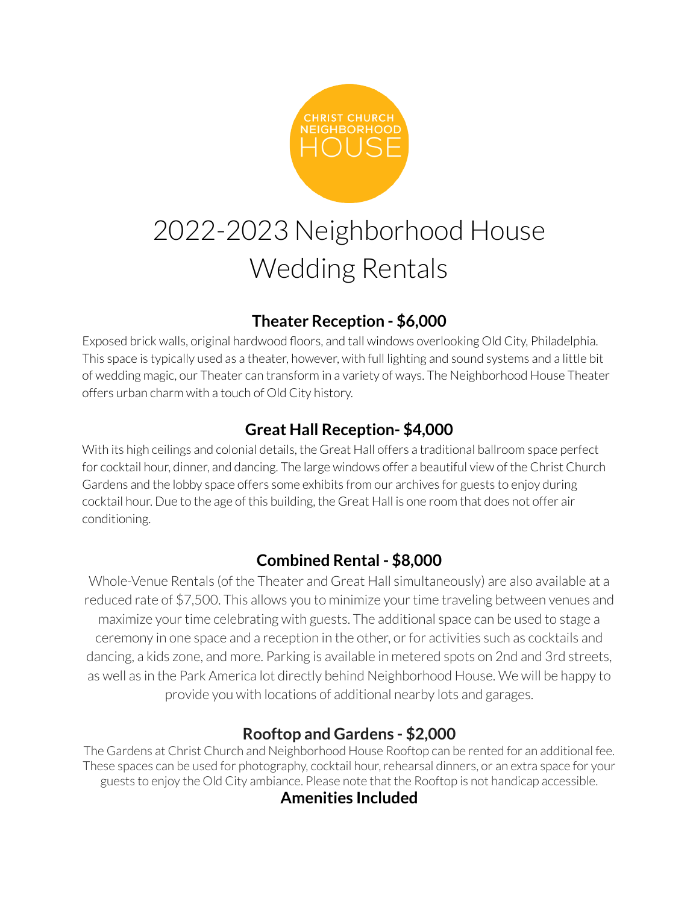CHRIST CHURCH NEIGHBORHOOD HOUSE

# 2022-2023 Neighborhood House Wedding Rentals

## Theater Reception - $6,000

Exposed brick walls, original hardwood floors, and tall windows overlooking Old City, Philadelphia. This space is typically used as a theater, however, with full lighting and sound systems and a little bit of wedding magic, our Theater can transform in a variety of ways. The Neighborhood House Theater offers urban charm with a touch of Old City history.

## Great Hall Reception- $4,000

With its high ceilings and colonial details, the Great Hall offers a traditional ballroom space perfect for cocktail hour, dinner, and dancing. The large windows offer a beautiful view of the Christ Church Gardens and the lobby space offers some exhibits from our archives for guests to enjoy during cocktail hour. Due to the age of this building, the Great Hall is one room that does not offer air conditioning.

## Combined Rental - $8,000

Whole-Venue Rentals (of the Theater and Great Hall simultaneously) are also available at a reduced rate of $7,500. This allows you to minimize your time traveling between venues and maximize your time celebrating with guests. The additional space can be used to stage a ceremony in one space and a reception in the other, or for activities such as cocktails and dancing, a kids zone, and more. Parking is available in metered spots on 2nd and 3rd streets, as well as in the Park America lot directly behind Neighborhood House. We will be happy to provide you with locations of additional nearby lots and garages.

## Rooftop and Gardens - $2,000

The Gardens at Christ Church and Neighborhood House Rooftop can be rented for an additional fee. These spaces can be used for photography, cocktail hour, rehearsal dinners, or an extra space for your guests to enjoy the Old City ambiance. Please note that the Rooftop is not handicap accessible.

## Amenities Included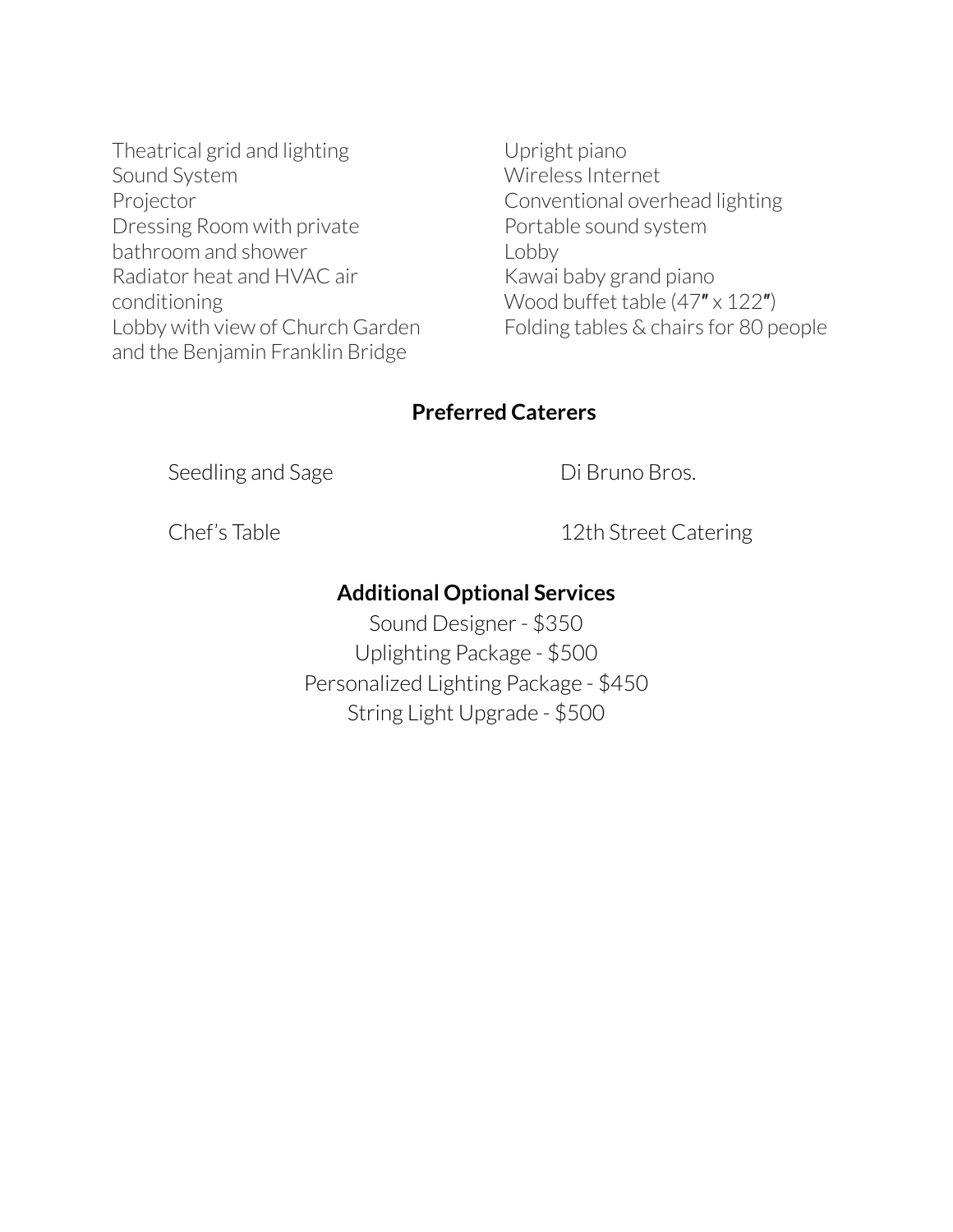Theatrical grid and lighting
Sound System
Projector
Dressing Room with private bathroom and shower
Radiator heat and HVAC air conditioning
Lobby with view of Church Garden and the Benjamin Franklin Bridge

Upright piano
Wireless Internet
Conventional overhead lighting
Portable sound system
Lobby
Kawai baby grand piano
Wood buffet table (47″ x 122″)
Folding tables & chairs for 80 people

## Preferred Caterers

Seedling and Sage

Di Bruno Bros.

Chef's Table

12th Street Catering

## Additional Optional Services

Sound Designer - $350
Uplighting Package - $500
Personalized Lighting Package - $450
String Light Upgrade - $500